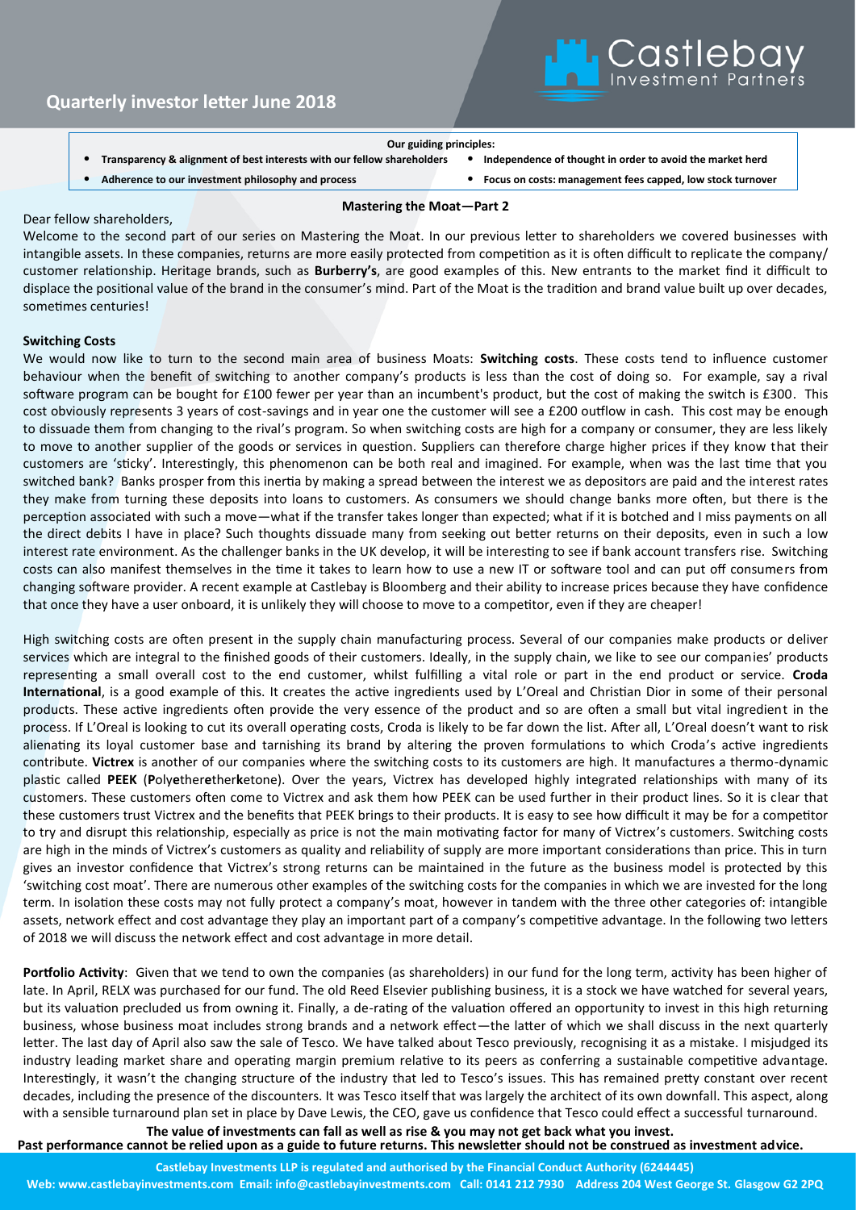# Quarterly investor letter June 2018

**Our guiding principles:**

- **Transparency & alignment of best interests with our fellow shareholders**
- **Independence of thought in order to avoid the market herd**
- **Adherence to our investment philosophy and process**
- **Focus on costs: management fees capped, low stock turnover**

## Mastering the Moat—Part 2

Dear fellow shareholders,

Welcome to the second part of our series on Mastering the Moat. In our previous letter to shareholders we covered businesses with intangible assets. In these companies, returns are more easily protected from competition as it is often difficult to replicate the company/ customer relationship. Heritage brands, such as **Burberry's**, are good examples of this. New entrants to the market find it difficult to displace the positional value of the brand in the consumer's mind. Part of the Moat is the tradition and brand value built up over decades, sometimes centuries!

**Switching Costs**

We would now like to turn to the second main area of business Moats: **Switching costs**. These costs tend to influence customer behaviour when the benefit of switching to another company's products is less than the cost of doing so. For example, say a rival software program can be bought for £100 fewer per year than an incumbent's product, but the cost of making the switch is £300. This cost obviously represents 3 years of cost-savings and in year one the customer will see a £200 outflow in cash. This cost may be enough to dissuade them from changing to the rival's program. So when switching costs are high for a company or consumer, they are less likely to move to another supplier of the goods or services in question. Suppliers can therefore charge higher prices if they know that their customers are 'sticky'. Interestingly, this phenomenon can be both real and imagined. For example, when was the last time that you switched bank? Banks prosper from this inertia by making a spread between the interest we as depositors are paid and the interest rates they make from turning these deposits into loans to customers. As consumers we should change banks more often, but there is the perception associated with such a move—what if the transfer takes longer than expected; what if it is botched and I miss payments on all the direct debits I have in place? Such thoughts dissuade many from seeking out better returns on their deposits, even in such a low interest rate environment. As the challenger banks in the UK develop, it will be interesting to see if bank account transfers rise. Switching costs can also manifest themselves in the time it takes to learn how to use a new IT or software tool and can put off consumers from changing software provider. A recent example at Castlebay is Bloomberg and their ability to increase prices because they have confidence that once they have a user onboard, it is unlikely they will choose to move to a competitor, even if they are cheaper!

High switching costs are often present in the supply chain manufacturing process. Several of our companies make products or deliver services which are integral to the finished goods of their customers. Ideally, in the supply chain, we like to see our companies' products representing a small overall cost to the end customer, whilst fulfilling a vital role or part in the end product or service. **Croda International**, is a good example of this. It creates the active ingredients used by L'Oreal and Christian Dior in some of their personal products. These active ingredients often provide the very essence of the product and so are often a small but vital ingredient in the process. If L'Oreal is looking to cut its overall operating costs, Croda is likely to be far down the list. After all, L'Oreal doesn't want to risk alienating its loyal customer base and tarnishing its brand by altering the proven formulations to which Croda's active ingredients contribute. **Victrex** is another of our companies where the switching costs to its customers are high. It manufactures a thermo-dynamic plastic called **PEEK** (**P**oly**e**ther**e**ther**k**etone). Over the years, Victrex has developed highly integrated relationships with many of its customers. These customers often come to Victrex and ask them how PEEK can be used further in their product lines. So it is clear that these customers trust Victrex and the benefits that PEEK brings to their products. It is easy to see how difficult it may be for a competitor to try and disrupt this relationship, especially as price is not the main motivating factor for many of Victrex's customers. Switching costs are high in the minds of Victrex's customers as quality and reliability of supply are more important considerations than price. This in turn gives an investor confidence that Victrex's strong returns can be maintained in the future as the business model is protected by this 'switching cost moat'. There are numerous other examples of the switching costs for the companies in which we are invested for the long term. In isolation these costs may not fully protect a company's moat, however in tandem with the three other categories of: intangible assets, network effect and cost advantage they play an important part of a company's competitive advantage. In the following two letters of 2018 we will discuss the network effect and cost advantage in more detail.

**Portfolio Activity**: Given that we tend to own the companies (as shareholders) in our fund for the long term, activity has been higher of late. In April, RELX was purchased for our fund. The old Reed Elsevier publishing business, it is a stock we have watched for several years, but its valuation precluded us from owning it. Finally, a de-rating of the valuation offered an opportunity to invest in this high returning business, whose business moat includes strong brands and a network effect—the latter of which we shall discuss in the next quarterly letter. The last day of April also saw the sale of Tesco. We have talked about Tesco previously, recognising it as a mistake. I misjudged its industry leading market share and operating margin premium relative to its peers as conferring a sustainable competitive advantage. Interestingly, it wasn't the changing structure of the industry that led to Tesco's issues. This has remained pretty constant over recent decades, including the presence of the discounters. It was Tesco itself that was largely the architect of its own downfall. This aspect, along with a sensible turnaround plan set in place by Dave Lewis, the CEO, gave us confidence that Tesco could effect a successful turnaround.

**The value of investments can fall as well as rise & you may not get back what you invest.**
**Past performance cannot be relied upon as a guide to future returns. This newsletter should not be construed as investment advice.**

**Castlebay Investments LLP is regulated and authorised by the Financial Conduct Authority (6244445)**
**Web: www.castlebayinvestments.com Email: info@castlebayinvestments.com Call: 0141 212 7930 Address 204 West George St. Glasgow G2 2PQ**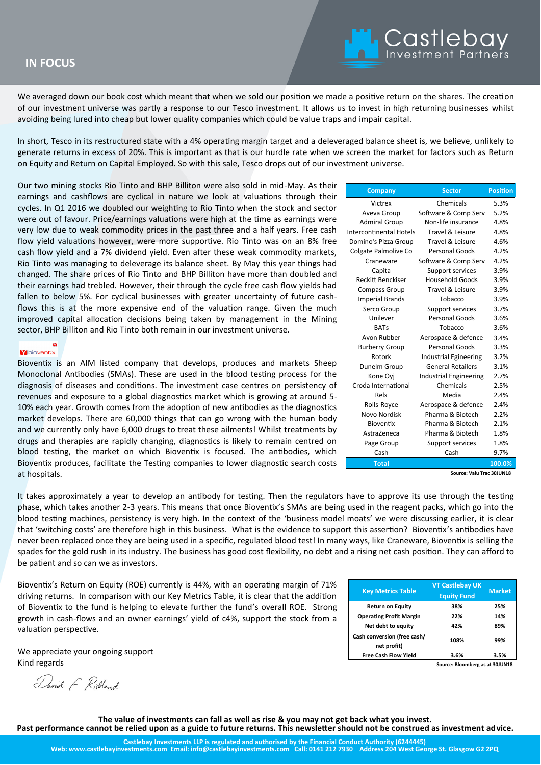## IN FOCUS

We averaged down our book cost which meant that when we sold our position we made a positive return on the shares. The creation of our investment universe was partly a response to our Tesco investment. It allows us to invest in high returning businesses whilst avoiding being lured into cheap but lower quality companies which could be value traps and impair capital.

In short, Tesco in its restructured state with a 4% operating margin target and a deleveraged balance sheet is, we believe, unlikely to generate returns in excess of 20%. This is important as that is our hurdle rate when we screen the market for factors such as Return on Equity and Return on Capital Employed. So with this sale, Tesco drops out of our investment universe.

Our two mining stocks Rio Tinto and BHP Billiton were also sold in mid-May. As their earnings and cashflows are cyclical in nature we look at valuations through their cycles. In Q1 2016 we doubled our weighting to Rio Tinto when the stock and sector were out of favour. Price/earnings valuations were high at the time as earnings were very low due to weak commodity prices in the past three and a half years. Free cash flow yield valuations however, were more supportive. Rio Tinto was on an 8% free cash flow yield and a 7% dividend yield. Even after these weak commodity markets, Rio Tinto was managing to deleverage its balance sheet. By May this year things had changed. The share prices of Rio Tinto and BHP Billiton have more than doubled and their earnings had trebled. However, their through the cycle free cash flow yields had fallen to below 5%. For cyclical businesses with greater uncertainty of future cash-flows this is at the more expensive end of the valuation range. Given the much improved capital allocation decisions being taken by management in the Mining sector, BHP Billiton and Rio Tinto both remain in our investment universe.

| Company | Sector | Position |
|---|---|---|
| Victrex | Chemicals | 5.3% |
| Aveva Group | Software & Comp Serv | 5.2% |
| Admiral Group | Non-life insurance | 4.8% |
| Intercontinental Hotels | Travel & Leisure | 4.8% |
| Domino's Pizza Group | Travel & Leisure | 4.6% |
| Colgate Palmolive Co | Personal Goods | 4.2% |
| Craneware | Software & Comp Serv | 4.2% |
| Capita | Support services | 3.9% |
| Reckitt Benckiser | Household Goods | 3.9% |
| Compass Group | Travel & Leisure | 3.9% |
| Imperial Brands | Tobacco | 3.9% |
| Serco Group | Support services | 3.7% |
| Unilever | Personal Goods | 3.6% |
| BATs | Tobacco | 3.6% |
| Avon Rubber | Aerospace & defence | 3.4% |
| Burberry Group | Personal Goods | 3.3% |
| Rotork | Industrial Egineering | 3.2% |
| Dunelm Group | General Retailers | 3.1% |
| Kone Oyj | Industrial Engineering | 2.7% |
| Croda International | Chemicals | 2.5% |
| Relx | Media | 2.4% |
| Rolls-Royce | Aerospace & defence | 2.4% |
| Novo Nordisk | Pharma & Biotech | 2.2% |
| Bioventix | Pharma & Biotech | 2.1% |
| AstraZeneca | Pharma & Biotech | 1.8% |
| Page Group | Support services | 1.8% |
| Cash | Cash | 9.7% |
| **Total** | | **100.0%** |

Source: Valu Trac 30JUN18

bioventix

Bioventix is an AIM listed company that develops, produces and markets Sheep Monoclonal Antibodies (SMAs). These are used in the blood testing process for the diagnosis of diseases and conditions. The investment case centres on persistency of revenues and exposure to a global diagnostics market which is growing at around 5-10% each year. Growth comes from the adoption of new antibodies as the diagnostics market develops. There are 60,000 things that can go wrong with the human body and we currently only have 6,000 drugs to treat these ailments! Whilst treatments by drugs and therapies are rapidly changing, diagnostics is likely to remain centred on blood testing, the market on which Bioventix is focused. The antibodies, which Bioventix produces, facilitate the Testing companies to lower diagnostic search costs at hospitals.

It takes approximately a year to develop an antibody for testing. Then the regulators have to approve its use through the testing phase, which takes another 2-3 years. This means that once Bioventix's SMAs are being used in the reagent packs, which go into the blood testing machines, persistency is very high. In the context of the 'business model moats' we were discussing earlier, it is clear that 'switching costs' are therefore high in this business. What is the evidence to support this assertion? Bioventix's antibodies have never been replaced once they are being used in a specific, regulated blood test! In many ways, like Craneware, Bioventix is selling the spades for the gold rush in its industry. The business has good cost flexibility, no debt and a rising net cash position. They can afford to be patient and so can we as investors.

Bioventix's Return on Equity (ROE) currently is 44%, with an operating margin of 71% driving returns. In comparison with our Key Metrics Table, it is clear that the addition of Bioventix to the fund is helping to elevate further the fund's overall ROE. Strong growth in cash-flows and an owner earnings' yield of c4%, support the stock from a valuation perspective.

| Key Metrics Table | VT Castlebay UK Equity Fund | Market |
|---|---|---|
| Return on Equity | 38% | 25% |
| Operating Profit Margin | 22% | 14% |
| Net debt to equity | 42% | 89% |
| Cash conversion (free cash/ net profit) | 108% | 99% |
| Free Cash Flow Yield | 3.6% | 3.5% |

Source: Bloomberg as at 30JUN18

We appreciate your ongoing support
Kind regards

David F Ridland

**The value of investments can fall as well as rise & you may not get back what you invest.**
**Past performance cannot be relied upon as a guide to future returns. This newsletter should not be construed as investment advice.**

**Castlebay Investments LLP is regulated and authorised by the Financial Conduct Authority (6244445)**
**Web: www.castlebayinvestments.com Email: info@castlebayinvestments.com Call: 0141 212 7930 Address 204 West George St. Glasgow G2 2PQ**